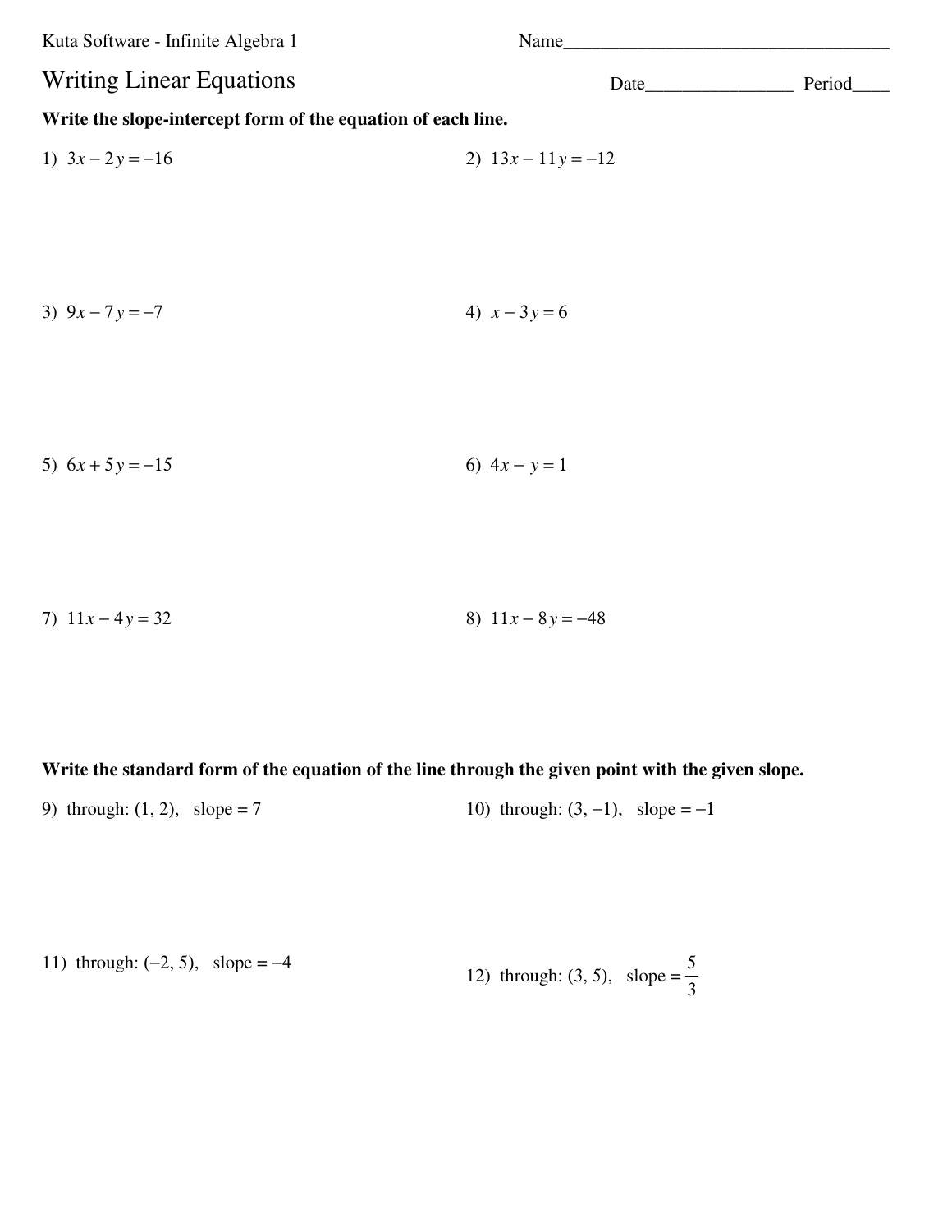Kuta Software - Infinite Algebra 1

Name____________________________________

# Writing Linear Equations

Date________________ Period____

**Write the slope-intercept form of the equation of each line.**

1) $3x - 2y = -16$

2) $13x - 11y = -12$

3) $9x - 7y = -7$

4) $x - 3y = 6$

5) $6x + 5y = -15$

6) $4x - y = 1$

7) $11x - 4y = 32$

8) $11x - 8y = -48$

**Write the standard form of the equation of the line through the given point with the given slope.**

9) through: (1, 2), slope = 7

10) through: (3, −1), slope = −1

11) through: (−2, 5), slope = −4

12) through: (3, 5), slope = $\frac{5}{3}$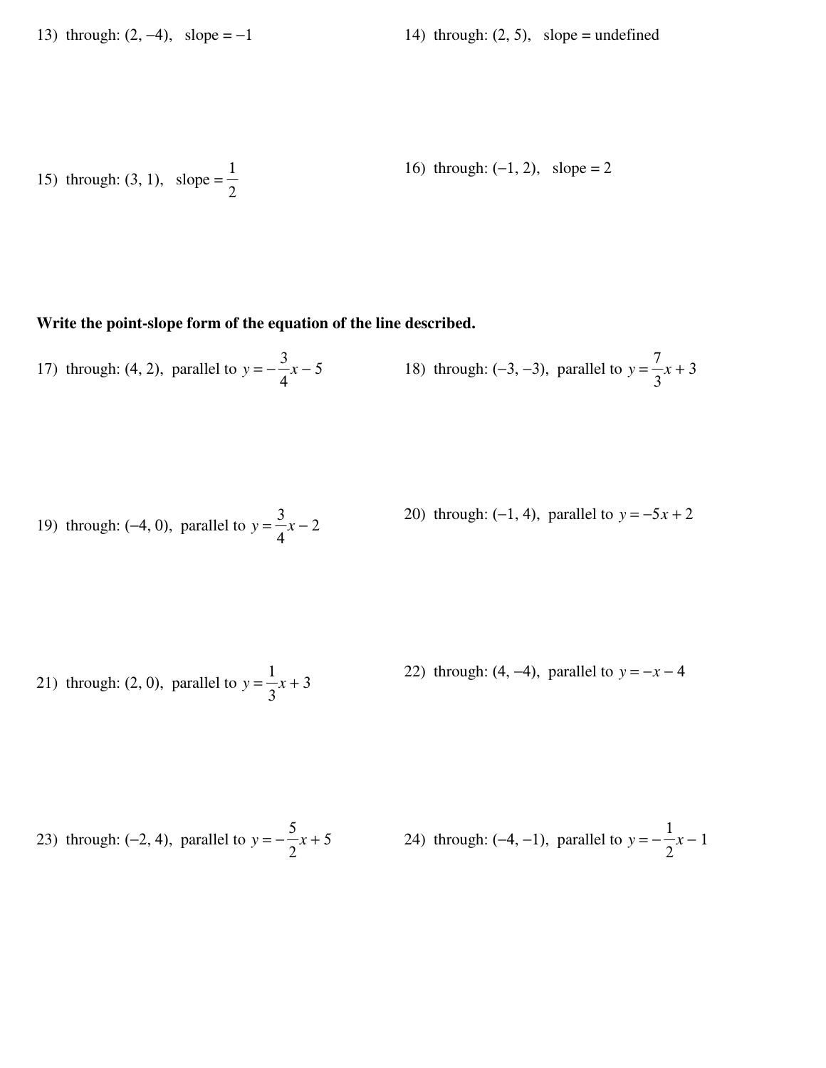13) through: $(2, -4)$, slope $= -1$

14) through: $(2, 5)$, slope = undefined

15) through: $(3, 1)$, slope $= \frac{1}{2}$

16) through: $(-1, 2)$, slope $= 2$

**Write the point-slope form of the equation of the line described.**

17) through: $(4, 2)$, parallel to $y = -\frac{3}{4}x - 5$

18) through: $(-3, -3)$, parallel to $y = \frac{7}{3}x + 3$

19) through: $(-4, 0)$, parallel to $y = \frac{3}{4}x - 2$

20) through: $(-1, 4)$, parallel to $y = -5x + 2$

21) through: $(2, 0)$, parallel to $y = \frac{1}{3}x + 3$

22) through: $(4, -4)$, parallel to $y = -x - 4$

23) through: $(-2, 4)$, parallel to $y = -\frac{5}{2}x + 5$

24) through: $(-4, -1)$, parallel to $y = -\frac{1}{2}x - 1$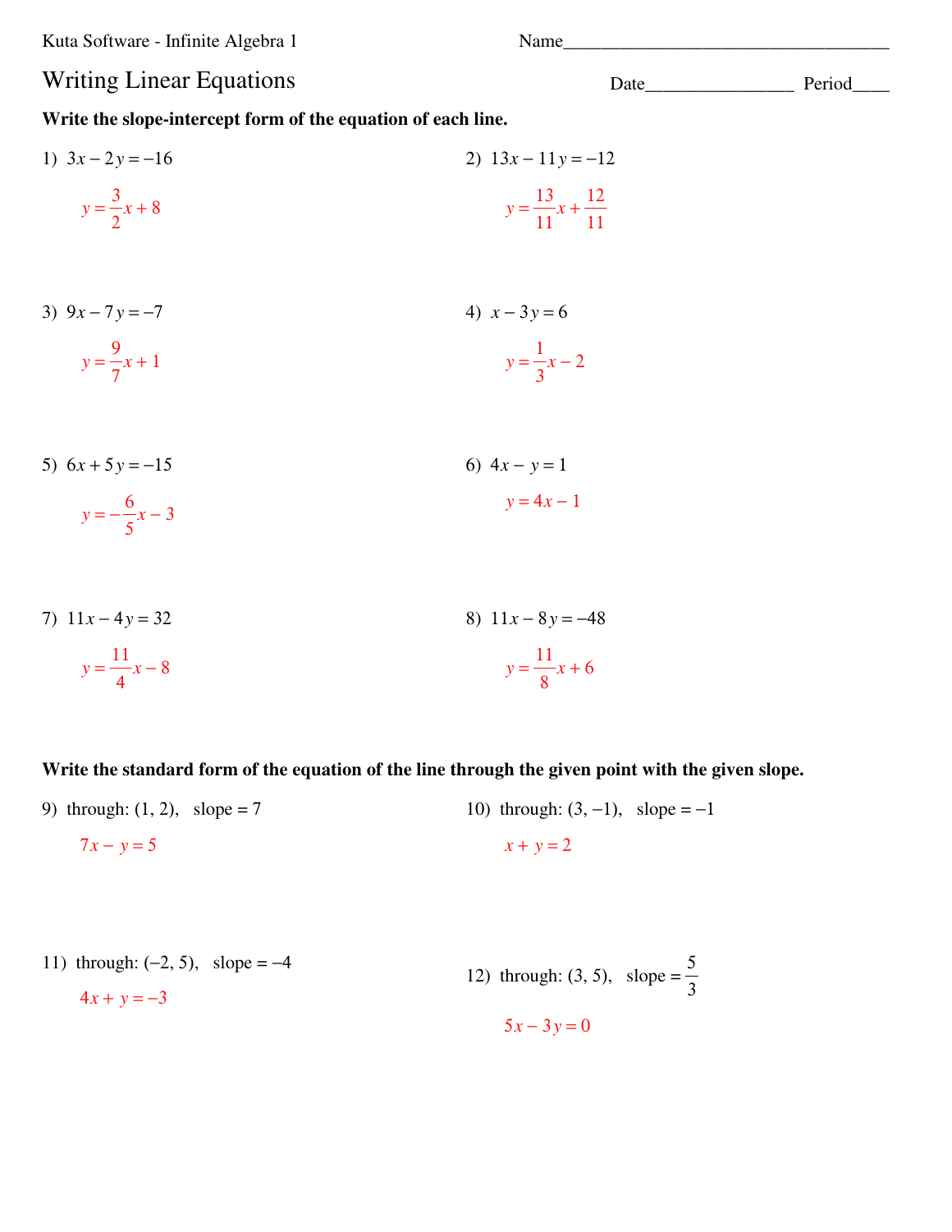Kuta Software - Infinite Algebra 1

Name\_\_\_\_\_\_\_\_\_\_\_\_\_\_\_\_\_\_\_\_\_\_\_\_\_\_\_\_\_\_\_\_\_\_\_

# Writing Linear Equations

Date\_\_\_\_\_\_\_\_\_\_\_\_\_\_\_\_ Period\_\_\_\_

**Write the slope-intercept form of the equation of each line.**

1) $3x - 2y = -16$

$y = \frac{3}{2}x + 8$

2) $13x - 11y = -12$

$y = \frac{13}{11}x + \frac{12}{11}$

3) $9x - 7y = -7$

$y = \frac{9}{7}x + 1$

4) $x - 3y = 6$

$y = \frac{1}{3}x - 2$

5) $6x + 5y = -15$

$y = -\frac{6}{5}x - 3$

6) $4x - y = 1$

$y = 4x - 1$

7) $11x - 4y = 32$

$y = \frac{11}{4}x - 8$

8) $11x - 8y = -48$

$y = \frac{11}{8}x + 6$

**Write the standard form of the equation of the line through the given point with the given slope.**

9) through: $(1, 2)$, slope $= 7$

$7x - y = 5$

10) through: $(3, -1)$, slope $= -1$

$x + y = 2$

11) through: $(-2, 5)$, slope $= -4$

$4x + y = -3$

12) through: $(3, 5)$, slope $= \frac{5}{3}$

$5x - 3y = 0$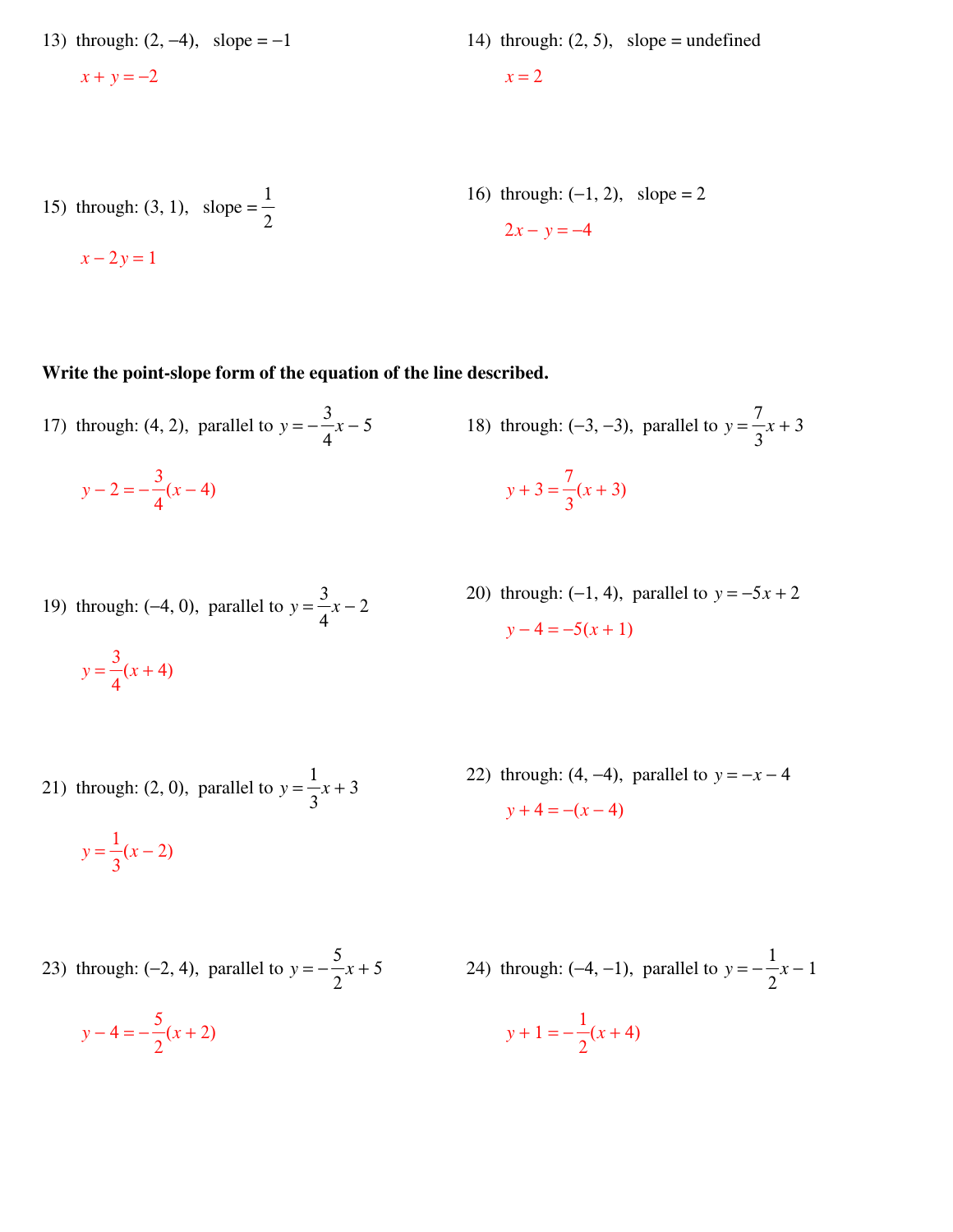13) through: $(2, -4)$, slope $= -1$

$x + y = -2$

14) through: $(2, 5)$, slope = undefined

$x = 2$

15) through: $(3, 1)$, slope $= \frac{1}{2}$

$x - 2y = 1$

16) through: $(-1, 2)$, slope $= 2$

$2x - y = -4$

**Write the point-slope form of the equation of the line described.**

17) through: $(4, 2)$, parallel to $y = -\frac{3}{4}x - 5$

$y - 2 = -\frac{3}{4}(x - 4)$

18) through: $(-3, -3)$, parallel to $y = \frac{7}{3}x + 3$

$y + 3 = \frac{7}{3}(x + 3)$

19) through: $(-4, 0)$, parallel to $y = \frac{3}{4}x - 2$

$y = \frac{3}{4}(x + 4)$

20) through: $(-1, 4)$, parallel to $y = -5x + 2$

$y - 4 = -5(x + 1)$

21) through: $(2, 0)$, parallel to $y = \frac{1}{3}x + 3$

$y = \frac{1}{3}(x - 2)$

22) through: $(4, -4)$, parallel to $y = -x - 4$

$y + 4 = -(x - 4)$

23) through: $(-2, 4)$, parallel to $y = -\frac{5}{2}x + 5$

$y - 4 = -\frac{5}{2}(x + 2)$

24) through: $(-4, -1)$, parallel to $y = -\frac{1}{2}x - 1$

$y + 1 = -\frac{1}{2}(x + 4)$